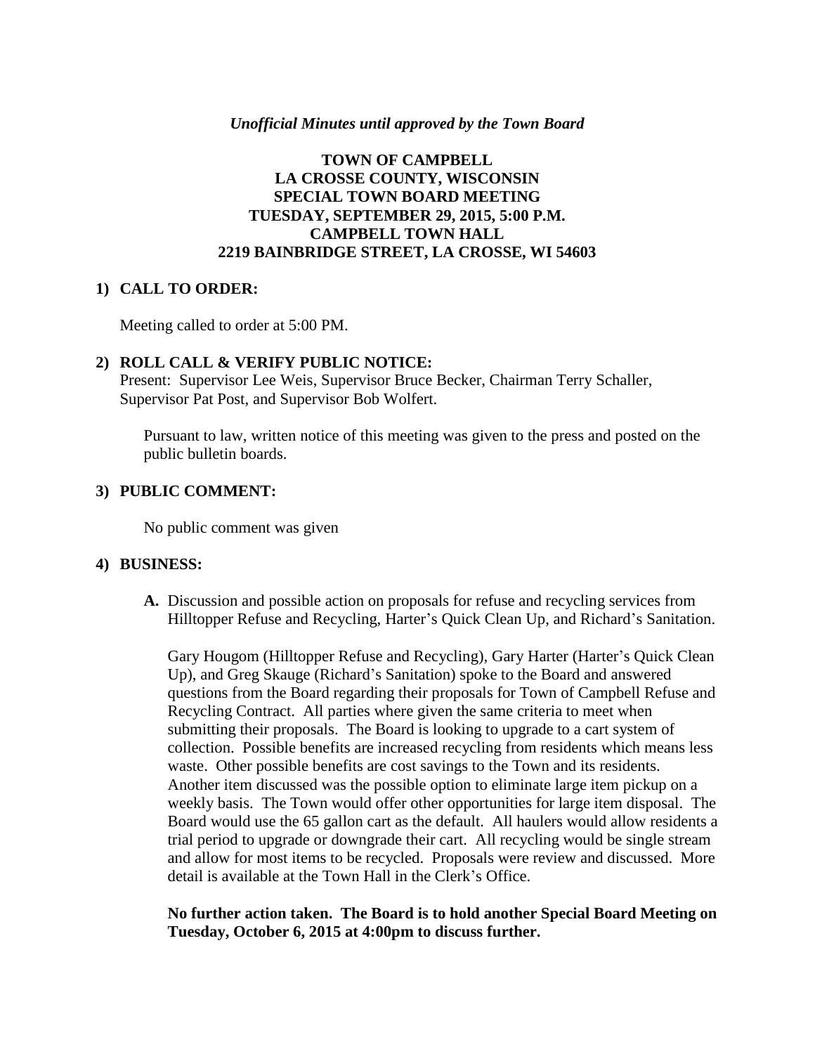*Unofficial Minutes until approved by the Town Board*

# TOWN OF CAMPBELL
## LA CROSSE COUNTY, WISCONSIN
## SPECIAL TOWN BOARD MEETING
## TUESDAY, SEPTEMBER 29, 2015, 5:00 P.M.
## CAMPBELL TOWN HALL
## 2219 BAINBRIDGE STREET, LA CROSSE, WI 54603

**1) CALL TO ORDER:**

Meeting called to order at 5:00 PM.

**2) ROLL CALL & VERIFY PUBLIC NOTICE:**

Present: Supervisor Lee Weis, Supervisor Bruce Becker, Chairman Terry Schaller, Supervisor Pat Post, and Supervisor Bob Wolfert.

Pursuant to law, written notice of this meeting was given to the press and posted on the public bulletin boards.

**3) PUBLIC COMMENT:**

No public comment was given

**4) BUSINESS:**

**A.** Discussion and possible action on proposals for refuse and recycling services from Hilltopper Refuse and Recycling, Harter's Quick Clean Up, and Richard's Sanitation.

Gary Hougom (Hilltopper Refuse and Recycling), Gary Harter (Harter's Quick Clean Up), and Greg Skauge (Richard's Sanitation) spoke to the Board and answered questions from the Board regarding their proposals for Town of Campbell Refuse and Recycling Contract. All parties where given the same criteria to meet when submitting their proposals. The Board is looking to upgrade to a cart system of collection. Possible benefits are increased recycling from residents which means less waste. Other possible benefits are cost savings to the Town and its residents. Another item discussed was the possible option to eliminate large item pickup on a weekly basis. The Town would offer other opportunities for large item disposal. The Board would use the 65 gallon cart as the default. All haulers would allow residents a trial period to upgrade or downgrade their cart. All recycling would be single stream and allow for most items to be recycled. Proposals were review and discussed. More detail is available at the Town Hall in the Clerk's Office.

**No further action taken. The Board is to hold another Special Board Meeting on Tuesday, October 6, 2015 at 4:00pm to discuss further.**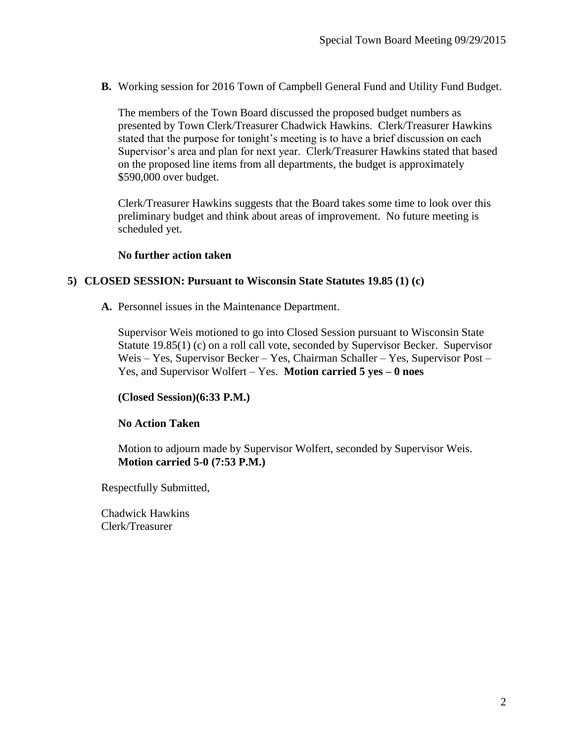**B.** Working session for 2016 Town of Campbell General Fund and Utility Fund Budget.

The members of the Town Board discussed the proposed budget numbers as presented by Town Clerk/Treasurer Chadwick Hawkins. Clerk/Treasurer Hawkins stated that the purpose for tonight's meeting is to have a brief discussion on each Supervisor's area and plan for next year. Clerk/Treasurer Hawkins stated that based on the proposed line items from all departments, the budget is approximately $590,000 over budget.

Clerk/Treasurer Hawkins suggests that the Board takes some time to look over this preliminary budget and think about areas of improvement. No future meeting is scheduled yet.

**No further action taken**

**5) CLOSED SESSION: Pursuant to Wisconsin State Statutes 19.85 (1) (c)**

**A.** Personnel issues in the Maintenance Department.

Supervisor Weis motioned to go into Closed Session pursuant to Wisconsin State Statute 19.85(1) (c) on a roll call vote, seconded by Supervisor Becker. Supervisor Weis – Yes, Supervisor Becker – Yes, Chairman Schaller – Yes, Supervisor Post – Yes, and Supervisor Wolfert – Yes. **Motion carried 5 yes – 0 noes**

**(Closed Session)(6:33 P.M.)**

**No Action Taken**

Motion to adjourn made by Supervisor Wolfert, seconded by Supervisor Weis. **Motion carried 5-0 (7:53 P.M.)**

Respectfully Submitted,

Chadwick Hawkins
Clerk/Treasurer